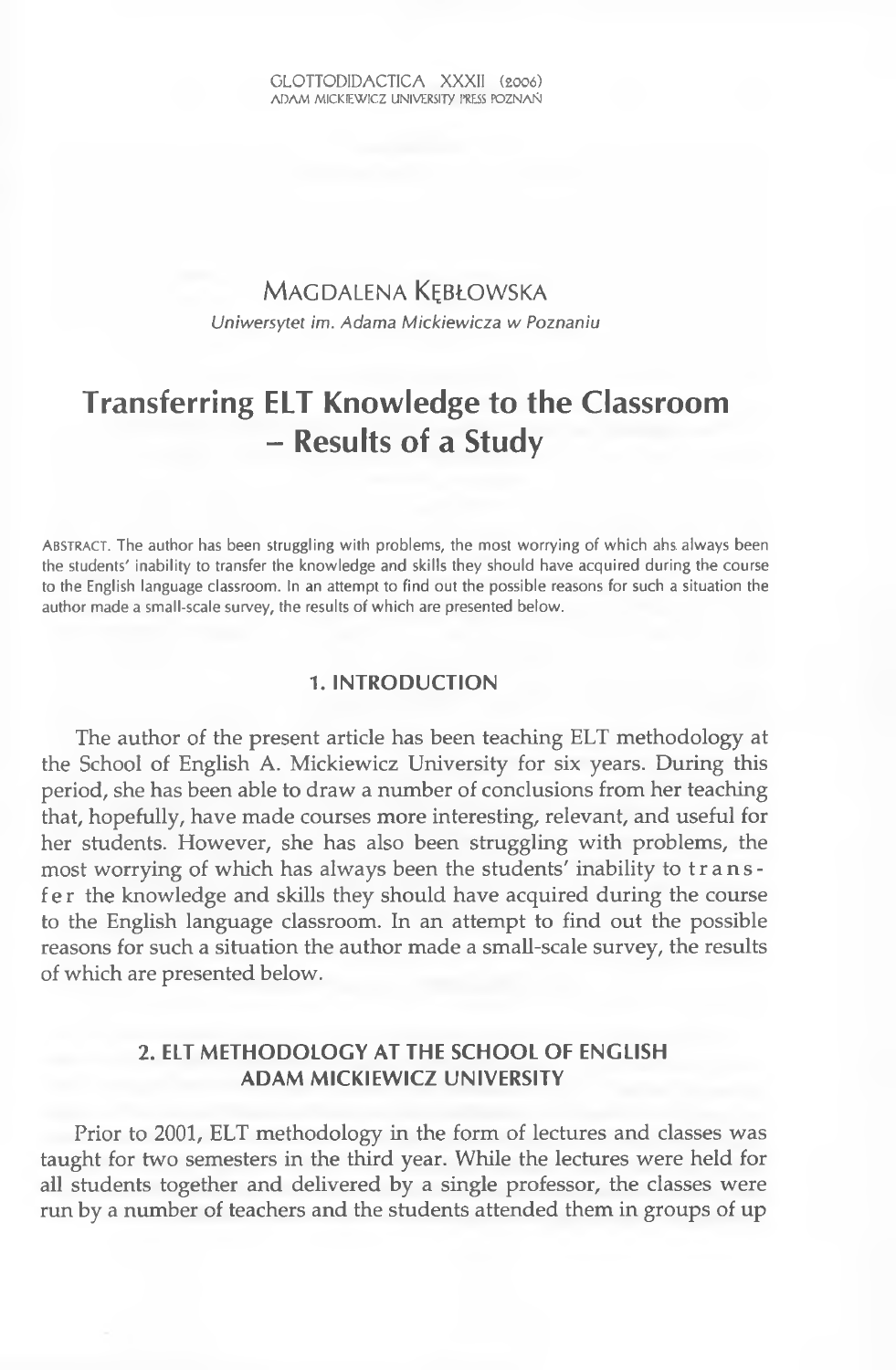# Magdalena Kębłowska

*Uniwersytet im. Adama Mickiewicza w Poznaniu*

## Transferring ELT Knowledge to the Classroom – Results of a Study

Abstract. The author has been struggling with problems, the most worrying of which ahs always been the students' inability to transfer the knowledge and skills they should have acquired during the course to the English language classroom. In an attempt to find out the possible reasons for such a situation the author made a small-scale survey, the results of which are presented below.

### 1. INTRODUCTION

The author of the present article has been teaching ELT methodology at the School of English A. Mickiewicz University for six years. During this period, she has been able to draw a number of conclusions from her teaching that, hopefully, have made courses more interesting, relevant, and useful for her students. However, she has also been struggling with problems, the most worrying of which has always been the students' inability to transfer the knowledge and skills they should have acquired during the course to the English language classroom. In an attempt to find out the possible reasons for such a situation the author made a small-scale survey, the results of which are presented below.

### 2. ELT METHODOLOGY AT THE SCHOOL OF ENGLISH ADAM MICKIEWICZ UNIVERSITY

Prior to 2001, ELT methodology in the form of lectures and classes was taught for two semesters in the third year. While the lectures were held for all students together and delivered by a single professor, the classes were run by a number of teachers and the students attended them in groups of up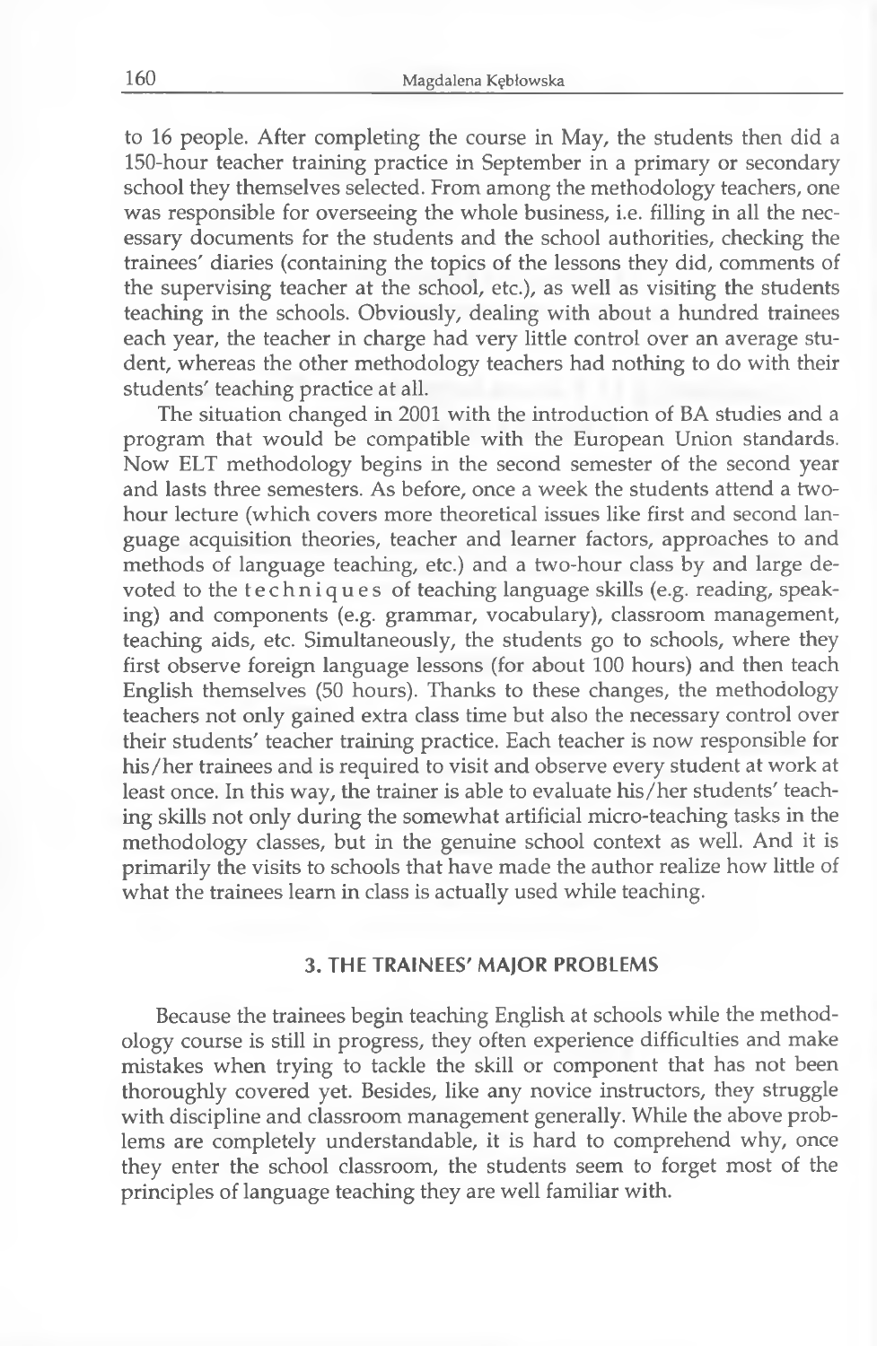to 16 people. After completing the course in May, the students then did a 150-hour teacher training practice in September in a primary or secondary school they themselves selected. From among the methodology teachers, one was responsible for overseeing the whole business, i.e. filling in all the necessary documents for the students and the school authorities, checking the trainees' diaries (containing the topics of the lessons they did, comments of the supervising teacher at the school, etc.), as well as visiting the students teaching in the schools. Obviously, dealing with about a hundred trainees each year, the teacher in charge had very little control over an average student, whereas the other methodology teachers had nothing to do with their students' teaching practice at all.

The situation changed in 2001 with the introduction of BA studies and a program that would be compatible with the European Union standards. Now ELT methodology begins in the second semester of the second year and lasts three semesters. As before, once a week the students attend a two-hour lecture (which covers more theoretical issues like first and second language acquisition theories, teacher and learner factors, approaches to and methods of language teaching, etc.) and a two-hour class by and large devoted to the *techniques* of teaching language skills (e.g. reading, speaking) and components (e.g. grammar, vocabulary), classroom management, teaching aids, etc. Simultaneously, the students go to schools, where they first observe foreign language lessons (for about 100 hours) and then teach English themselves (50 hours). Thanks to these changes, the methodology teachers not only gained extra class time but also the necessary control over their students' teacher training practice. Each teacher is now responsible for his/her trainees and is required to visit and observe every student at work at least once. In this way, the trainer is able to evaluate his/her students' teaching skills not only during the somewhat artificial micro-teaching tasks in the methodology classes, but in the genuine school context as well. And it is primarily the visits to schools that have made the author realize how little of what the trainees learn in class is actually used while teaching.

## 3. THE TRAINEES' MAJOR PROBLEMS

Because the trainees begin teaching English at schools while the methodology course is still in progress, they often experience difficulties and make mistakes when trying to tackle the skill or component that has not been thoroughly covered yet. Besides, like any novice instructors, they struggle with discipline and classroom management generally. While the above problems are completely understandable, it is hard to comprehend why, once they enter the school classroom, the students seem to forget most of the principles of language teaching they are well familiar with.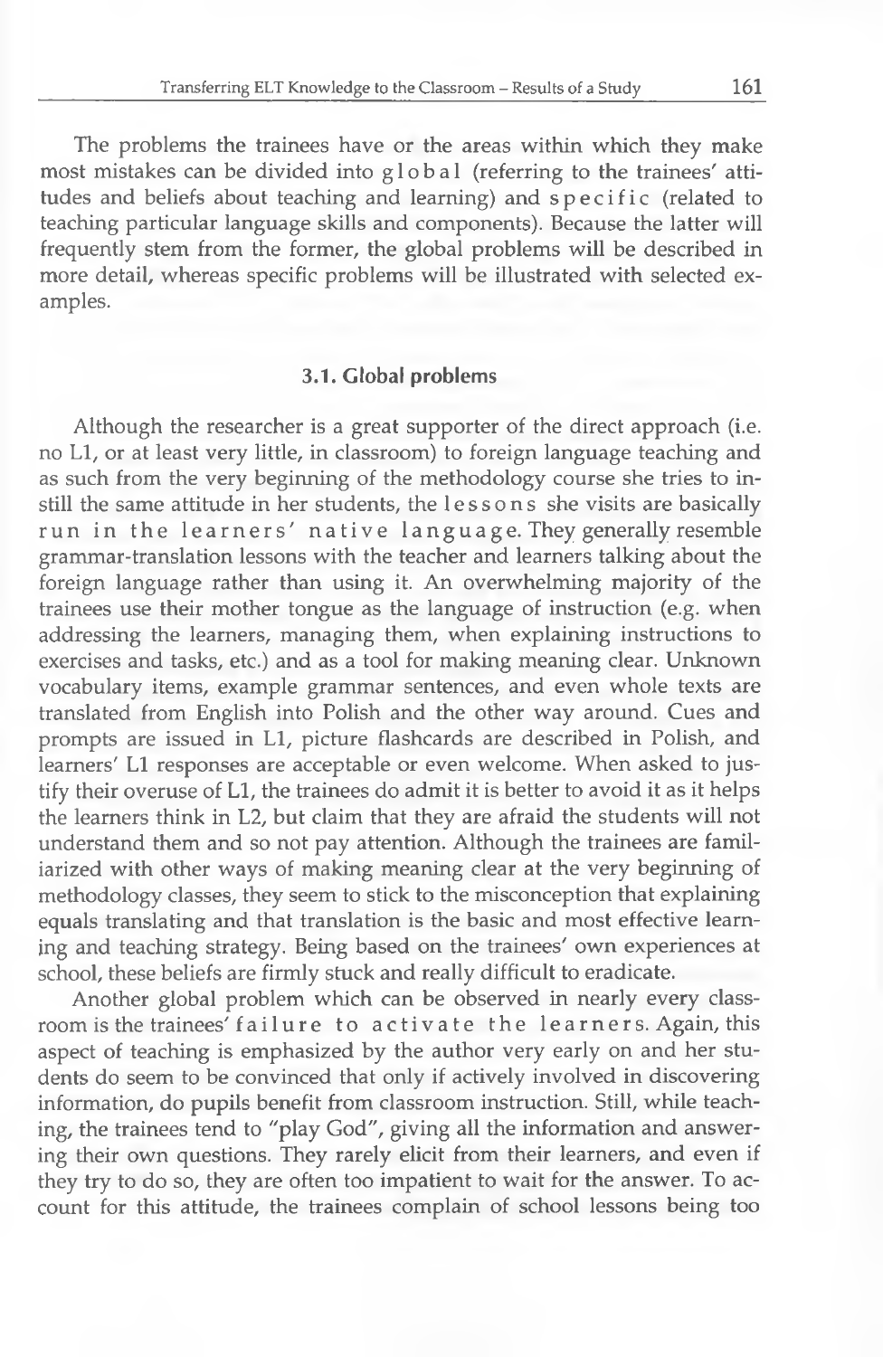The problems the trainees have or the areas within which they make most mistakes can be divided into *global* (referring to the trainees' attitudes and beliefs about teaching and learning) and *specific* (related to teaching particular language skills and components). Because the latter will frequently stem from the former, the global problems will be described in more detail, whereas specific problems will be illustrated with selected examples.

### 3.1. Global problems

Although the researcher is a great supporter of the direct approach (i.e. no L1, or at least very little, in classroom) to foreign language teaching and as such from the very beginning of the methodology course she tries to instill the same attitude in her students, the *lessons* she visits are basically *run in the learners' native language*. They generally resemble grammar-translation lessons with the teacher and learners talking about the foreign language rather than using it. An overwhelming majority of the trainees use their mother tongue as the language of instruction (e.g. when addressing the learners, managing them, when explaining instructions to exercises and tasks, etc.) and as a tool for making meaning clear. Unknown vocabulary items, example grammar sentences, and even whole texts are translated from English into Polish and the other way around. Cues and prompts are issued in L1, picture flashcards are described in Polish, and learners' L1 responses are acceptable or even welcome. When asked to justify their overuse of L1, the trainees do admit it is better to avoid it as it helps the learners think in L2, but claim that they are afraid the students will not understand them and so not pay attention. Although the trainees are familiarized with other ways of making meaning clear at the very beginning of methodology classes, they seem to stick to the misconception that explaining equals translating and that translation is the basic and most effective learning and teaching strategy. Being based on the trainees' own experiences at school, these beliefs are firmly stuck and really difficult to eradicate.

Another global problem which can be observed in nearly every classroom is the trainees' *failure to activate the learners*. Again, this aspect of teaching is emphasized by the author very early on and her students do seem to be convinced that only if actively involved in discovering information, do pupils benefit from classroom instruction. Still, while teaching, the trainees tend to "play God", giving all the information and answering their own questions. They rarely elicit from their learners, and even if they try to do so, they are often too impatient to wait for the answer. To account for this attitude, the trainees complain of school lessons being too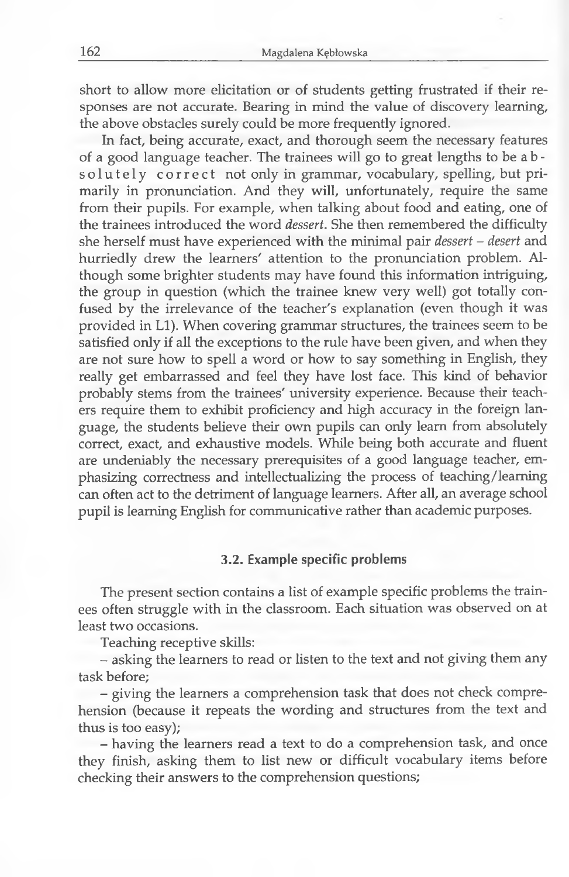short to allow more elicitation or of students getting frustrated if their responses are not accurate. Bearing in mind the value of discovery learning, the above obstacles surely could be more frequently ignored.

In fact, being accurate, exact, and thorough seem the necessary features of a good language teacher. The trainees will go to great lengths to be absolutely correct not only in grammar, vocabulary, spelling, but primarily in pronunciation. And they will, unfortunately, require the same from their pupils. For example, when talking about food and eating, one of the trainees introduced the word *dessert*. She then remembered the difficulty she herself must have experienced with the minimal pair *dessert – desert* and hurriedly drew the learners' attention to the pronunciation problem. Although some brighter students may have found this information intriguing, the group in question (which the trainee knew very well) got totally confused by the irrelevance of the teacher's explanation (even though it was provided in L1). When covering grammar structures, the trainees seem to be satisfied only if all the exceptions to the rule have been given, and when they are not sure how to spell a word or how to say something in English, they really get embarrassed and feel they have lost face. This kind of behavior probably stems from the trainees' university experience. Because their teachers require them to exhibit proficiency and high accuracy in the foreign language, the students believe their own pupils can only learn from absolutely correct, exact, and exhaustive models. While being both accurate and fluent are undeniably the necessary prerequisites of a good language teacher, emphasizing correctness and intellectualizing the process of teaching/learning can often act to the detriment of language learners. After all, an average school pupil is learning English for communicative rather than academic purposes.

### 3.2. Example specific problems

The present section contains a list of example specific problems the trainees often struggle with in the classroom. Each situation was observed on at least two occasions.

Teaching receptive skills:

– asking the learners to read or listen to the text and not giving them any task before;

– giving the learners a comprehension task that does not check comprehension (because it repeats the wording and structures from the text and thus is too easy);

– having the learners read a text to do a comprehension task, and once they finish, asking them to list new or difficult vocabulary items before checking their answers to the comprehension questions;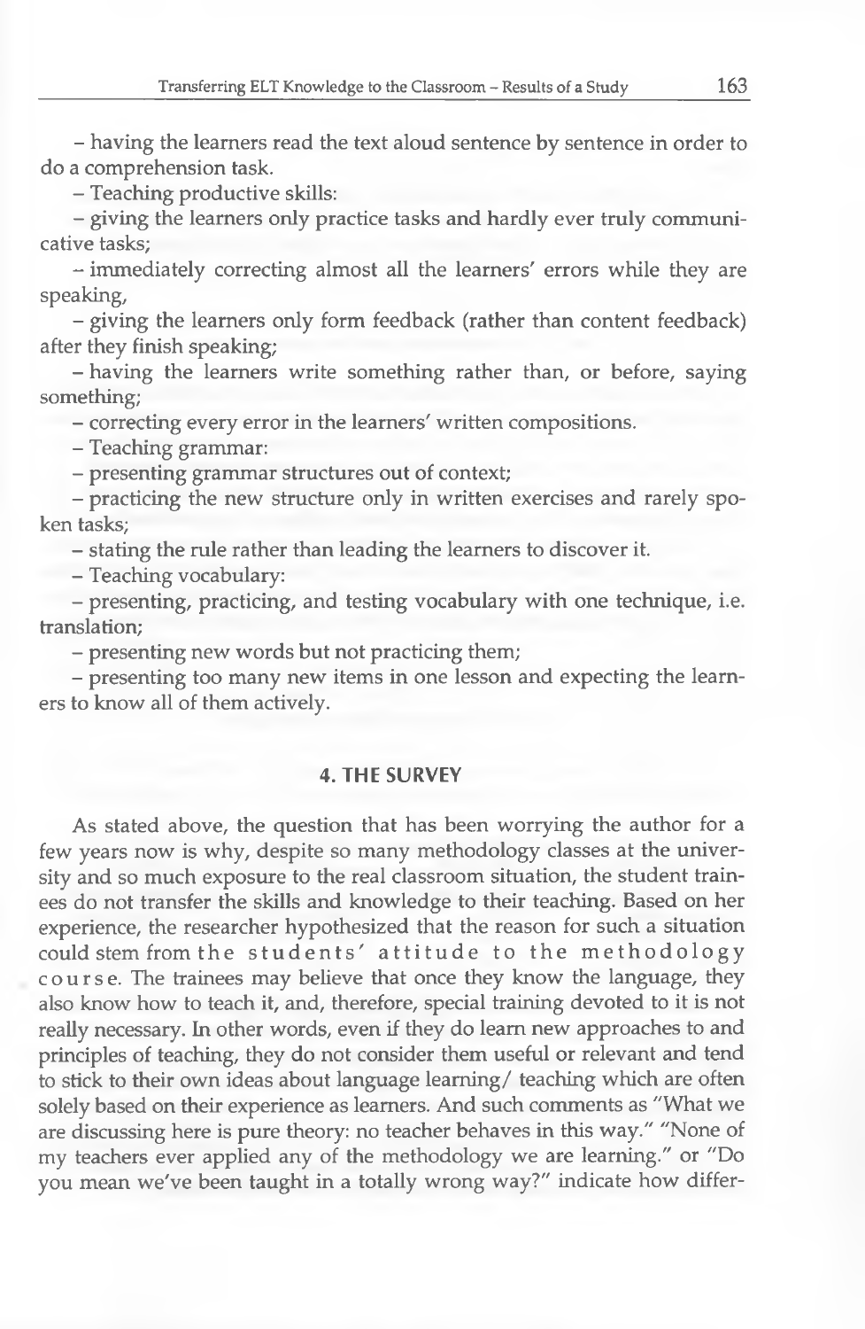– having the learners read the text aloud sentence by sentence in order to do a comprehension task.

– Teaching productive skills:

– giving the learners only practice tasks and hardly ever truly communicative tasks;

– immediately correcting almost all the learners' errors while they are speaking,

– giving the learners only form feedback (rather than content feedback) after they finish speaking;

– having the learners write something rather than, or before, saying something;

– correcting every error in the learners' written compositions.

– Teaching grammar:

– presenting grammar structures out of context;

– practicing the new structure only in written exercises and rarely spoken tasks;

– stating the rule rather than leading the learners to discover it.

– Teaching vocabulary:

– presenting, practicing, and testing vocabulary with one technique, i.e. translation;

– presenting new words but not practicing them;

– presenting too many new items in one lesson and expecting the learners to know all of them actively.

## 4. THE SURVEY

As stated above, the question that has been worrying the author for a few years now is why, despite so many methodology classes at the university and so much exposure to the real classroom situation, the student trainees do not transfer the skills and knowledge to their teaching. Based on her experience, the researcher hypothesized that the reason for such a situation could stem from the students' attitude to the methodology course. The trainees may believe that once they know the language, they also know how to teach it, and, therefore, special training devoted to it is not really necessary. In other words, even if they do learn new approaches to and principles of teaching, they do not consider them useful or relevant and tend to stick to their own ideas about language learning/ teaching which are often solely based on their experience as learners. And such comments as "What we are discussing here is pure theory: no teacher behaves in this way." "None of my teachers ever applied any of the methodology we are learning." or "Do you mean we've been taught in a totally wrong way?" indicate how differ-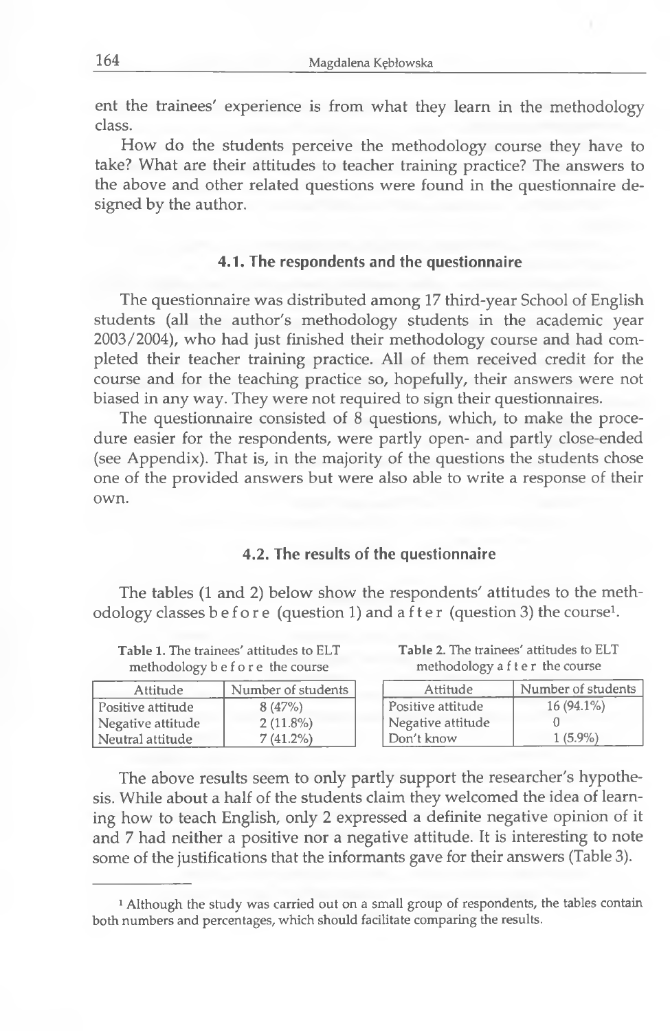ent the trainees' experience is from what they learn in the methodology class.

How do the students perceive the methodology course they have to take? What are their attitudes to teacher training practice? The answers to the above and other related questions were found in the questionnaire designed by the author.

### 4.1. The respondents and the questionnaire

The questionnaire was distributed among 17 third-year School of English students (all the author's methodology students in the academic year 2003/2004), who had just finished their methodology course and had completed their teacher training practice. All of them received credit for the course and for the teaching practice so, hopefully, their answers were not biased in any way. They were not required to sign their questionnaires.

The questionnaire consisted of 8 questions, which, to make the procedure easier for the respondents, were partly open- and partly close-ended (see Appendix). That is, in the majority of the questions the students chose one of the provided answers but were also able to write a response of their own.

### 4.2. The results of the questionnaire

The tables (1 and 2) below show the respondents' attitudes to the methodology classes *before* (question 1) and *after* (question 3) the course[1].

**Table 1.** The trainees' attitudes to ELT methodology *before* the course

| Attitude | Number of students |
|---|---|
| Positive attitude | 8 (47%) |
| Negative attitude | 2 (11.8%) |
| Neutral attitude | 7 (41.2%) |

**Table 2.** The trainees' attitudes to ELT methodology *after* the course

| Attitude | Number of students |
|---|---|
| Positive attitude | 16 (94.1%) |
| Negative attitude | 0 |
| Don't know | 1 (5.9%) |

The above results seem to only partly support the researcher's hypothesis. While about a half of the students claim they welcomed the idea of learning how to teach English, only 2 expressed a definite negative opinion of it and 7 had neither a positive nor a negative attitude. It is interesting to note some of the justifications that the informants gave for their answers (Table 3).

[1] Although the study was carried out on a small group of respondents, the tables contain both numbers and percentages, which should facilitate comparing the results.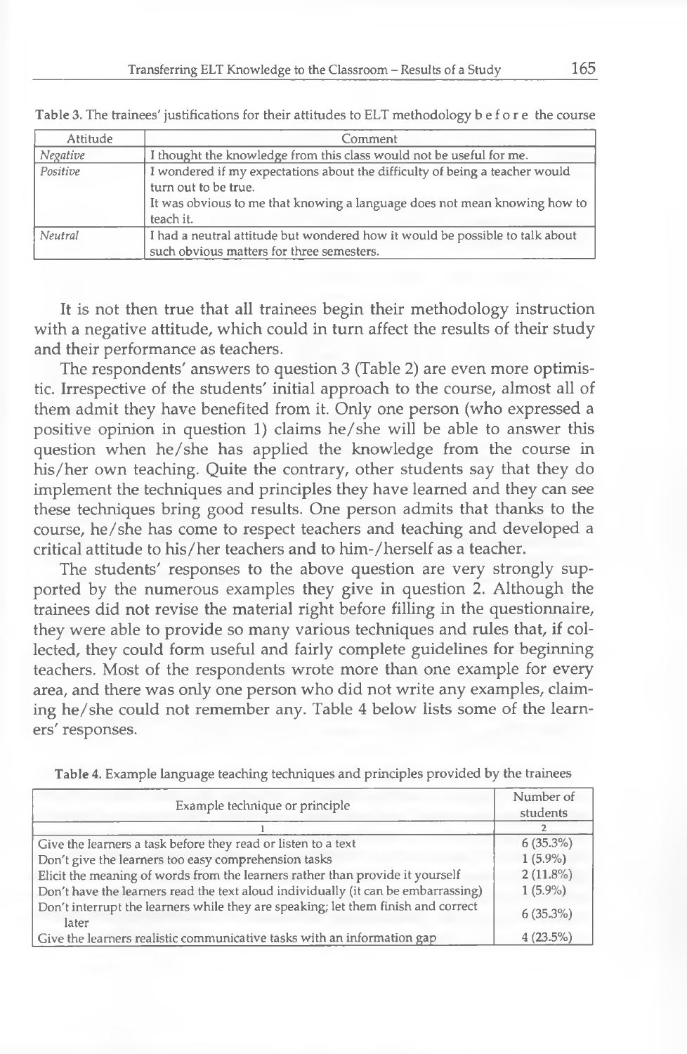Table 3. The trainees' justifications for their attitudes to ELT methodology b e f o r e the course

| Attitude | Comment |
|---|---|
| *Negative* | I thought the knowledge from this class would not be useful for me. |
| *Positive* | I wondered if my expectations about the difficulty of being a teacher would turn out to be true.<br>It was obvious to me that knowing a language does not mean knowing how to teach it. |
| *Neutral* | I had a neutral attitude but wondered how it would be possible to talk about such obvious matters for three semesters. |

It is not then true that all trainees begin their methodology instruction with a negative attitude, which could in turn affect the results of their study and their performance as teachers.

The respondents' answers to question 3 (Table 2) are even more optimistic. Irrespective of the students' initial approach to the course, almost all of them admit they have benefited from it. Only one person (who expressed a positive opinion in question 1) claims he/she will be able to answer this question when he/she has applied the knowledge from the course in his/her own teaching. Quite the contrary, other students say that they do implement the techniques and principles they have learned and they can see these techniques bring good results. One person admits that thanks to the course, he/she has come to respect teachers and teaching and developed a critical attitude to his/her teachers and to him-/herself as a teacher.

The students' responses to the above question are very strongly supported by the numerous examples they give in question 2. Although the trainees did not revise the material right before filling in the questionnaire, they were able to provide so many various techniques and rules that, if collected, they could form useful and fairly complete guidelines for beginning teachers. Most of the respondents wrote more than one example for every area, and there was only one person who did not write any examples, claiming he/she could not remember any. Table 4 below lists some of the learners' responses.

Table 4. Example language teaching techniques and principles provided by the trainees

| Example technique or principle | Number of students |
|---|---|
| 1 | 2 |
| Give the learners a task before they read or listen to a text | 6 (35.3%) |
| Don't give the learners too easy comprehension tasks | 1 (5.9%) |
| Elicit the meaning of words from the learners rather than provide it yourself | 2 (11.8%) |
| Don't have the learners read the text aloud individually (it can be embarrassing) | 1 (5.9%) |
| Don't interrupt the learners while they are speaking; let them finish and correct later | 6 (35.3%) |
| Give the learners realistic communicative tasks with an information gap | 4 (23.5%) |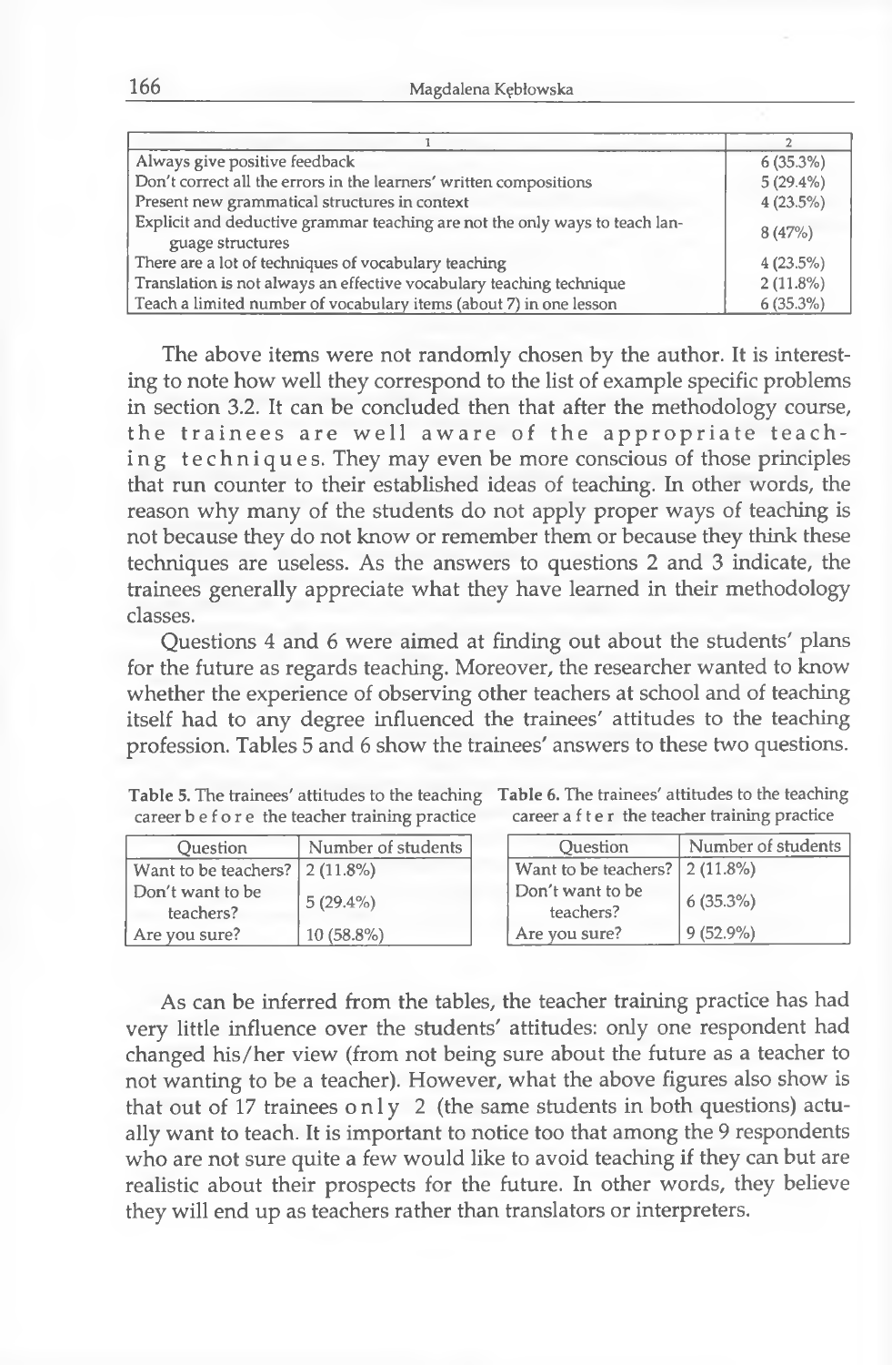| 1 | 2 |
|---|---|
| Always give positive feedback | 6 (35.3%) |
| Don't correct all the errors in the learners' written compositions | 5 (29.4%) |
| Present new grammatical structures in context | 4 (23.5%) |
| Explicit and deductive grammar teaching are not the only ways to teach language structures | 8 (47%) |
| There are a lot of techniques of vocabulary teaching | 4 (23.5%) |
| Translation is not always an effective vocabulary teaching technique | 2 (11.8%) |
| Teach a limited number of vocabulary items (about 7) in one lesson | 6 (35.3%) |

The above items were not randomly chosen by the author. It is interesting to note how well they correspond to the list of example specific problems in section 3.2. It can be concluded then that after the methodology course, the trainees are well aware of the appropriate teaching techniques. They may even be more conscious of those principles that run counter to their established ideas of teaching. In other words, the reason why many of the students do not apply proper ways of teaching is not because they do not know or remember them or because they think these techniques are useless. As the answers to questions 2 and 3 indicate, the trainees generally appreciate what they have learned in their methodology classes.

Questions 4 and 6 were aimed at finding out about the students' plans for the future as regards teaching. Moreover, the researcher wanted to know whether the experience of observing other teachers at school and of teaching itself had to any degree influenced the trainees' attitudes to the teaching profession. Tables 5 and 6 show the trainees' answers to these two questions.

**Table 5.** The trainees' attitudes to the teaching career *before* the teacher training practice

| Question | Number of students |
|---|---|
| Want to be teachers? | 2 (11.8%) |
| Don't want to be teachers? | 5 (29.4%) |
| Are you sure? | 10 (58.8%) |

**Table 6.** The trainees' attitudes to the teaching career *after* the teacher training practice

| Question | Number of students |
|---|---|
| Want to be teachers? | 2 (11.8%) |
| Don't want to be teachers? | 6 (35.3%) |
| Are you sure? | 9 (52.9%) |

As can be inferred from the tables, the teacher training practice has had very little influence over the students' attitudes: only one respondent had changed his/her view (from not being sure about the future as a teacher to not wanting to be a teacher). However, what the above figures also show is that out of 17 trainees *only* 2 (the same students in both questions) actually want to teach. It is important to notice too that among the 9 respondents who are not sure quite a few would like to avoid teaching if they can but are realistic about their prospects for the future. In other words, they believe they will end up as teachers rather than translators or interpreters.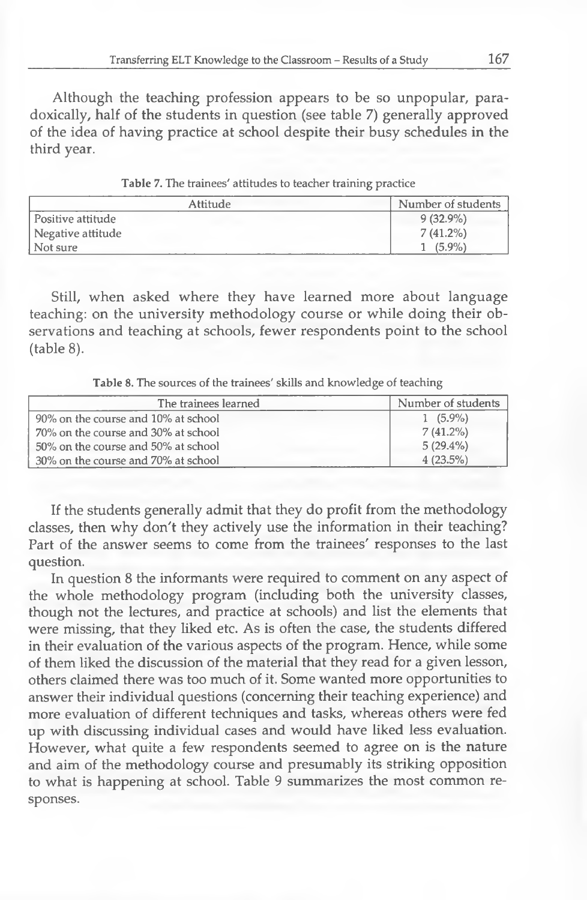Although the teaching profession appears to be so unpopular, paradoxically, half of the students in question (see table 7) generally approved of the idea of having practice at school despite their busy schedules in the third year.

**Table 7.** The trainees' attitudes to teacher training practice

| Attitude | Number of students |
|---|---|
| Positive attitude | 9 (32.9%) |
| Negative attitude | 7 (41.2%) |
| Not sure | 1 (5.9%) |

Still, when asked where they have learned more about language teaching: on the university methodology course or while doing their observations and teaching at schools, fewer respondents point to the school (table 8).

**Table 8.** The sources of the trainees' skills and knowledge of teaching

| The trainees learned | Number of students |
|---|---|
| 90% on the course and 10% at school | 1 (5.9%) |
| 70% on the course and 30% at school | 7 (41.2%) |
| 50% on the course and 50% at school | 5 (29.4%) |
| 30% on the course and 70% at school | 4 (23.5%) |

If the students generally admit that they do profit from the methodology classes, then why don't they actively use the information in their teaching? Part of the answer seems to come from the trainees' responses to the last question.

In question 8 the informants were required to comment on any aspect of the whole methodology program (including both the university classes, though not the lectures, and practice at schools) and list the elements that were missing, that they liked etc. As is often the case, the students differed in their evaluation of the various aspects of the program. Hence, while some of them liked the discussion of the material that they read for a given lesson, others claimed there was too much of it. Some wanted more opportunities to answer their individual questions (concerning their teaching experience) and more evaluation of different techniques and tasks, whereas others were fed up with discussing individual cases and would have liked less evaluation. However, what quite a few respondents seemed to agree on is the nature and aim of the methodology course and presumably its striking opposition to what is happening at school. Table 9 summarizes the most common responses.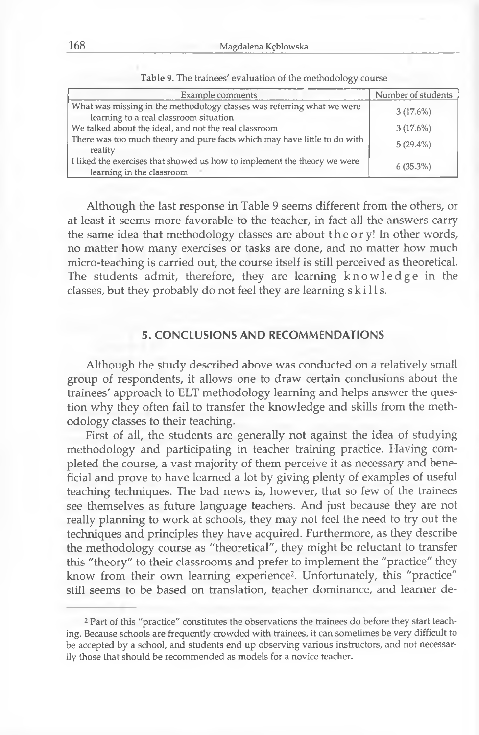Table 9. The trainees' evaluation of the methodology course

| Example comments | Number of students |
| --- | --- |
| What was missing in the methodology classes was referring what we were learning to a real classroom situation | 3 (17.6%) |
| We talked about the ideal, and not the real classroom | 3 (17.6%) |
| There was too much theory and pure facts which may have little to do with reality | 5 (29.4%) |
| I liked the exercises that showed us how to implement the theory we were learning in the classroom | 6 (35.3%) |

Although the last response in Table 9 seems different from the others, or at least it seems more favorable to the teacher, in fact all the answers carry the same idea that methodology classes are about theory! In other words, no matter how many exercises or tasks are done, and no matter how much micro-teaching is carried out, the course itself is still perceived as theoretical. The students admit, therefore, they are learning knowledge in the classes, but they probably do not feel they are learning skills.

## 5. CONCLUSIONS AND RECOMMENDATIONS

Although the study described above was conducted on a relatively small group of respondents, it allows one to draw certain conclusions about the trainees' approach to ELT methodology learning and helps answer the question why they often fail to transfer the knowledge and skills from the methodology classes to their teaching.

First of all, the students are generally not against the idea of studying methodology and participating in teacher training practice. Having completed the course, a vast majority of them perceive it as necessary and beneficial and prove to have learned a lot by giving plenty of examples of useful teaching techniques. The bad news is, however, that so few of the trainees see themselves as future language teachers. And just because they are not really planning to work at schools, they may not feel the need to try out the techniques and principles they have acquired. Furthermore, as they describe the methodology course as "theoretical", they might be reluctant to transfer this "theory" to their classrooms and prefer to implement the "practice" they know from their own learning experience[2]. Unfortunately, this "practice" still seems to be based on translation, teacher dominance, and learner de-

[2] Part of this "practice" constitutes the observations the trainees do before they start teaching. Because schools are frequently crowded with trainees, it can sometimes be very difficult to be accepted by a school, and students end up observing various instructors, and not necessarily those that should be recommended as models for a novice teacher.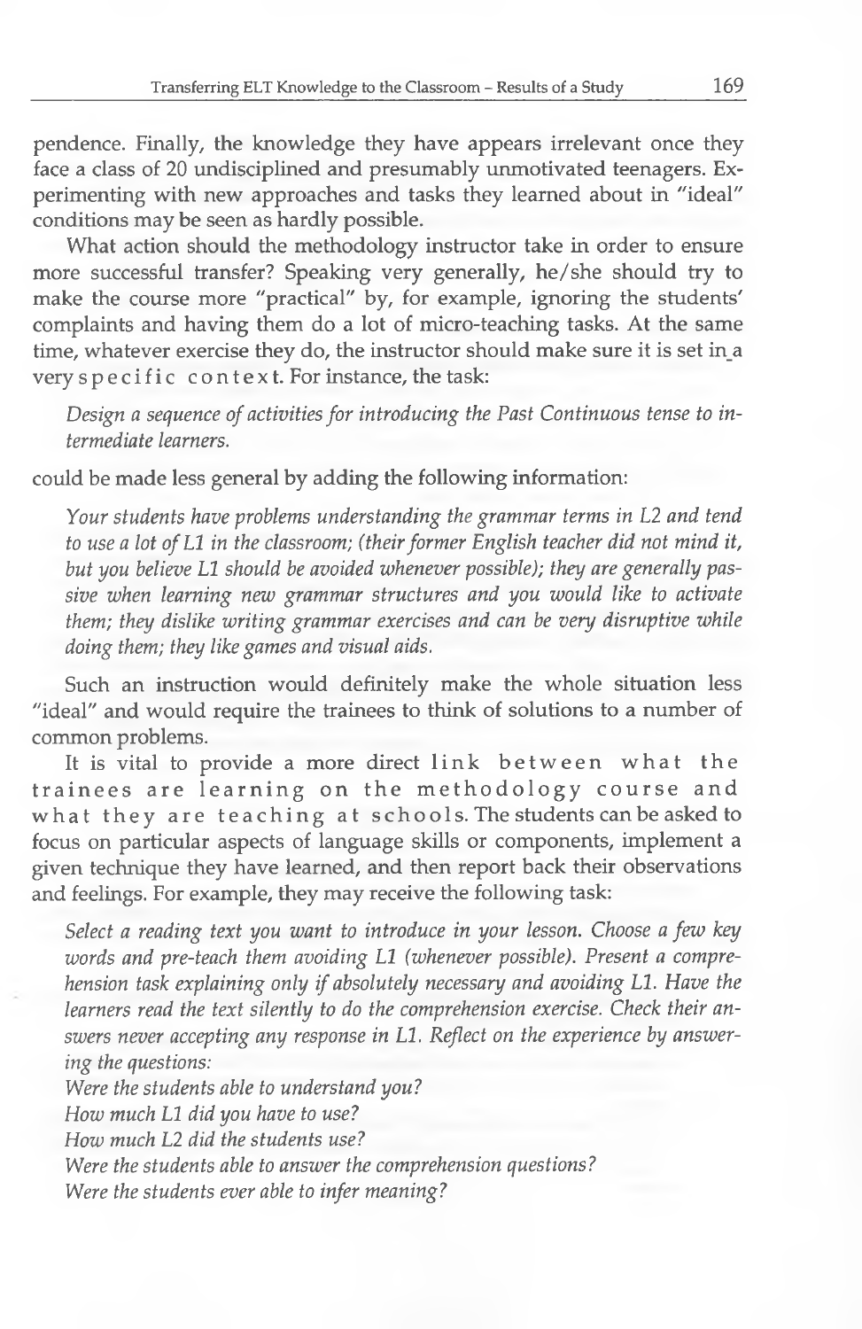pendence. Finally, the knowledge they have appears irrelevant once they face a class of 20 undisciplined and presumably unmotivated teenagers. Experimenting with new approaches and tasks they learned about in "ideal" conditions may be seen as hardly possible.

What action should the methodology instructor take in order to ensure more successful transfer? Speaking very generally, he/she should try to make the course more "practical" by, for example, ignoring the students' complaints and having them do a lot of micro-teaching tasks. At the same time, whatever exercise they do, the instructor should make sure it is set in a very specific context. For instance, the task:

> *Design a sequence of activities for introducing the Past Continuous tense to intermediate learners.*

could be made less general by adding the following information:

> *Your students have problems understanding the grammar terms in L2 and tend to use a lot of L1 in the classroom; (their former English teacher did not mind it, but you believe L1 should be avoided whenever possible); they are generally passive when learning new grammar structures and you would like to activate them; they dislike writing grammar exercises and can be very disruptive while doing them; they like games and visual aids.*

Such an instruction would definitely make the whole situation less "ideal" and would require the trainees to think of solutions to a number of common problems.

It is vital to provide a more direct link between what the trainees are learning on the methodology course and what they are teaching at schools. The students can be asked to focus on particular aspects of language skills or components, implement a given technique they have learned, and then report back their observations and feelings. For example, they may receive the following task:

> *Select a reading text you want to introduce in your lesson. Choose a few key words and pre-teach them avoiding L1 (whenever possible). Present a comprehension task explaining only if absolutely necessary and avoiding L1. Have the learners read the text silently to do the comprehension exercise. Check their answers never accepting any response in L1. Reflect on the experience by answering the questions:*
> *Were the students able to understand you?*
> *How much L1 did you have to use?*
> *How much L2 did the students use?*
> *Were the students able to answer the comprehension questions?*
> *Were the students ever able to infer meaning?*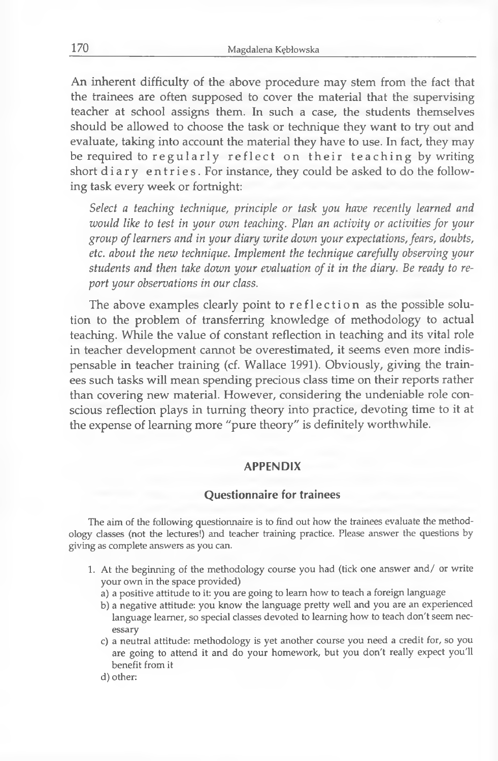An inherent difficulty of the above procedure may stem from the fact that the trainees are often supposed to cover the material that the supervising teacher at school assigns them. In such a case, the students themselves should be allowed to choose the task or technique they want to try out and evaluate, taking into account the material they have to use. In fact, they may be required to regularly reflect on their teaching by writing short diary entries. For instance, they could be asked to do the following task every week or fortnight:

> *Select a teaching technique, principle or task you have recently learned and would like to test in your own teaching. Plan an activity or activities for your group of learners and in your diary write down your expectations, fears, doubts, etc. about the new technique. Implement the technique carefully observing your students and then take down your evaluation of it in the diary. Be ready to report your observations in our class.*

The above examples clearly point to reflection as the possible solution to the problem of transferring knowledge of methodology to actual teaching. While the value of constant reflection in teaching and its vital role in teacher development cannot be overestimated, it seems even more indispensable in teacher training (cf. Wallace 1991). Obviously, giving the trainees such tasks will mean spending precious class time on their reports rather than covering new material. However, considering the undeniable role conscious reflection plays in turning theory into practice, devoting time to it at the expense of learning more "pure theory" is definitely worthwhile.

## APPENDIX

### Questionnaire for trainees

The aim of the following questionnaire is to find out how the trainees evaluate the methodology classes (not the lectures!) and teacher training practice. Please answer the questions by giving as complete answers as you can.

1. At the beginning of the methodology course you had (tick one answer and/ or write your own in the space provided)
   a) a positive attitude to it: you are going to learn how to teach a foreign language
   b) a negative attitude: you know the language pretty well and you are an experienced language learner, so special classes devoted to learning how to teach don't seem necessary
   c) a neutral attitude: methodology is yet another course you need a credit for, so you are going to attend it and do your homework, but you don't really expect you'll benefit from it
   d) other: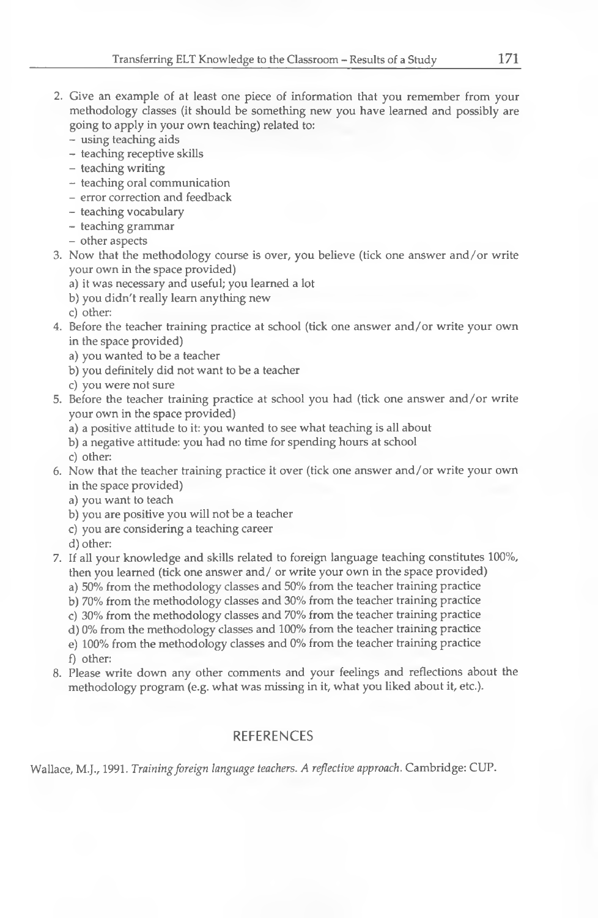2. Give an example of at least one piece of information that you remember from your methodology classes (it should be something new you have learned and possibly are going to apply in your own teaching) related to:
   - using teaching aids
   - teaching receptive skills
   - teaching writing
   - teaching oral communication
   - error correction and feedback
   - teaching vocabulary
   - teaching grammar
   - other aspects
3. Now that the methodology course is over, you believe (tick one answer and/or write your own in the space provided)
   a) it was necessary and useful; you learned a lot
   b) you didn't really learn anything new
   c) other:
4. Before the teacher training practice at school (tick one answer and/or write your own in the space provided)
   a) you wanted to be a teacher
   b) you definitely did not want to be a teacher
   c) you were not sure
5. Before the teacher training practice at school you had (tick one answer and/or write your own in the space provided)
   a) a positive attitude to it: you wanted to see what teaching is all about
   b) a negative attitude: you had no time for spending hours at school
   c) other:
6. Now that the teacher training practice it over (tick one answer and/or write your own in the space provided)
   a) you want to teach
   b) you are positive you will not be a teacher
   c) you are considering a teaching career
   d) other:
7. If all your knowledge and skills related to foreign language teaching constitutes 100%, then you learned (tick one answer and/ or write your own in the space provided)
   a) 50% from the methodology classes and 50% from the teacher training practice
   b) 70% from the methodology classes and 30% from the teacher training practice
   c) 30% from the methodology classes and 70% from the teacher training practice
   d) 0% from the methodology classes and 100% from the teacher training practice
   e) 100% from the methodology classes and 0% from the teacher training practice
   f) other:
8. Please write down any other comments and your feelings and reflections about the methodology program (e.g. what was missing in it, what you liked about it, etc.).

## REFERENCES

Wallace, M.J., 1991. *Training foreign language teachers. A reflective approach.* Cambridge: CUP.